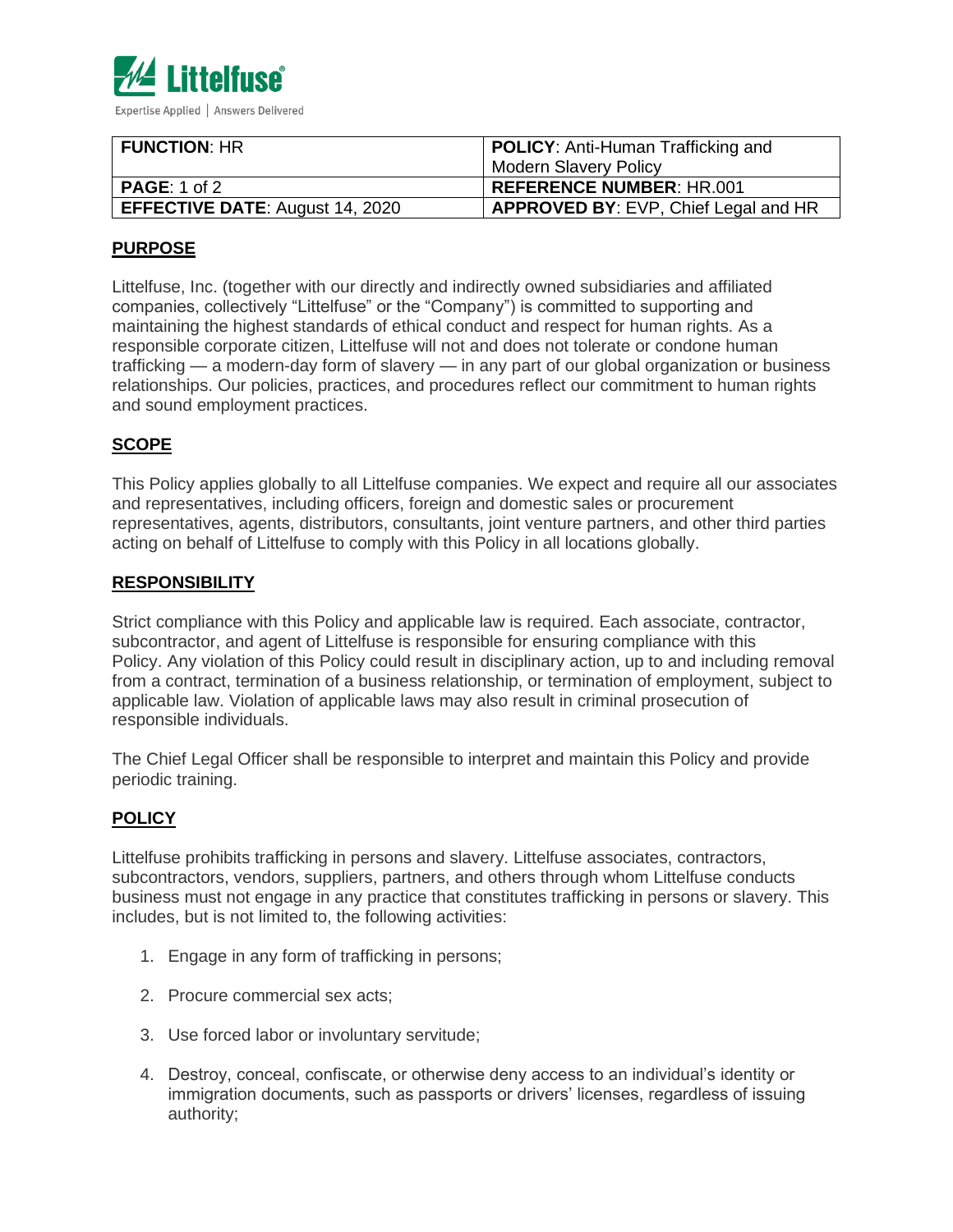Littelfuse

Expertise Applied | Answers Delivered

| **FUNCTION**: HR | **POLICY**: Anti-Human Trafficking and Modern Slavery Policy |
| --- | --- |
| **PAGE**: 1 of 2 | **REFERENCE NUMBER**: HR.001 |
| **EFFECTIVE DATE**: August 14, 2020 | **APPROVED BY**: EVP, Chief Legal and HR |

## PURPOSE

Littelfuse, Inc. (together with our directly and indirectly owned subsidiaries and affiliated companies, collectively "Littelfuse" or the "Company") is committed to supporting and maintaining the highest standards of ethical conduct and respect for human rights. As a responsible corporate citizen, Littelfuse will not and does not tolerate or condone human trafficking — a modern-day form of slavery — in any part of our global organization or business relationships. Our policies, practices, and procedures reflect our commitment to human rights and sound employment practices.

## SCOPE

This Policy applies globally to all Littelfuse companies. We expect and require all our associates and representatives, including officers, foreign and domestic sales or procurement representatives, agents, distributors, consultants, joint venture partners, and other third parties acting on behalf of Littelfuse to comply with this Policy in all locations globally.

## RESPONSIBILITY

Strict compliance with this Policy and applicable law is required. Each associate, contractor, subcontractor, and agent of Littelfuse is responsible for ensuring compliance with this Policy. Any violation of this Policy could result in disciplinary action, up to and including removal from a contract, termination of a business relationship, or termination of employment, subject to applicable law. Violation of applicable laws may also result in criminal prosecution of responsible individuals.

The Chief Legal Officer shall be responsible to interpret and maintain this Policy and provide periodic training.

## POLICY

Littelfuse prohibits trafficking in persons and slavery. Littelfuse associates, contractors, subcontractors, vendors, suppliers, partners, and others through whom Littelfuse conducts business must not engage in any practice that constitutes trafficking in persons or slavery. This includes, but is not limited to, the following activities:

1. Engage in any form of trafficking in persons;
2. Procure commercial sex acts;
3. Use forced labor or involuntary servitude;
4. Destroy, conceal, confiscate, or otherwise deny access to an individual's identity or immigration documents, such as passports or drivers' licenses, regardless of issuing authority;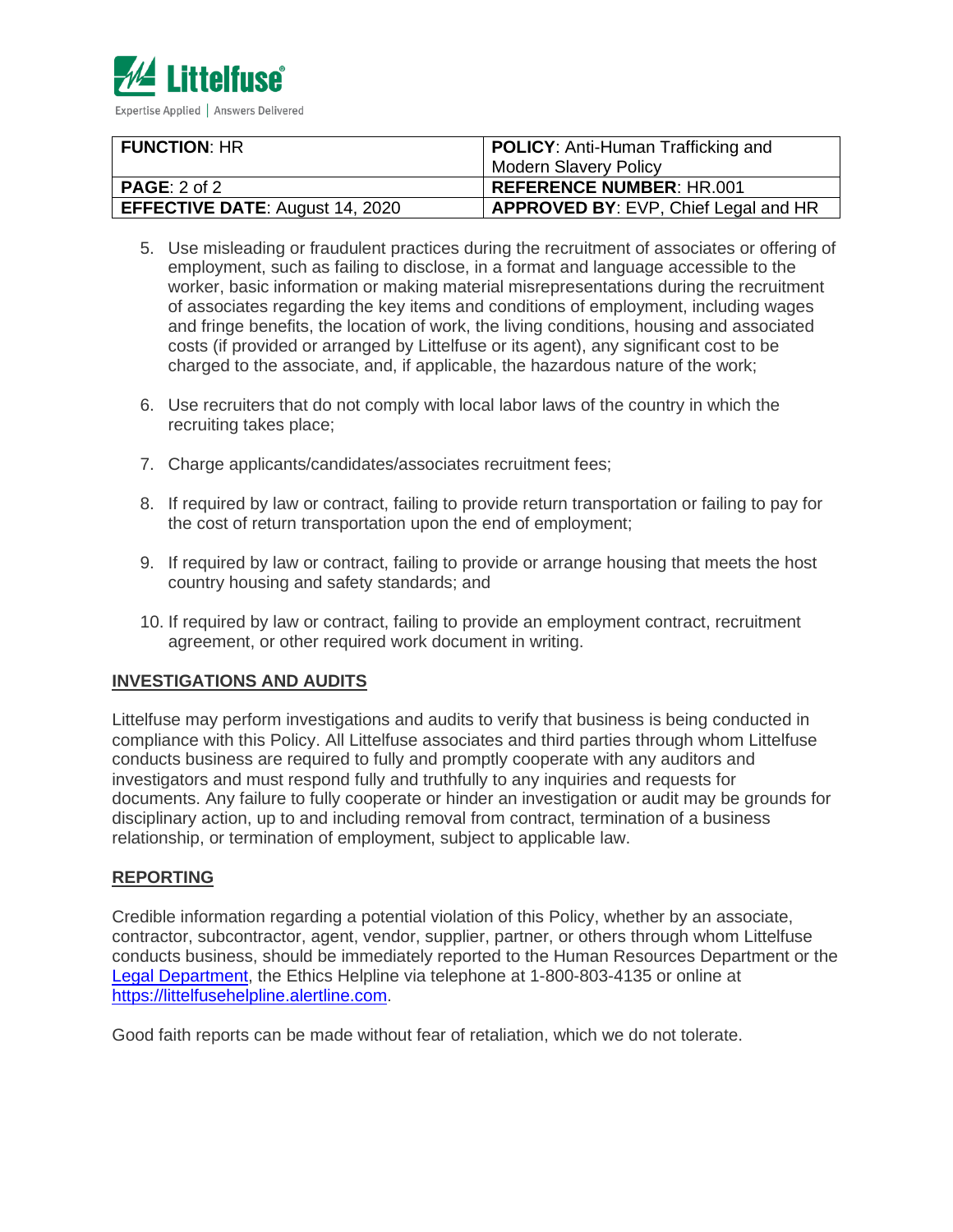5. Use misleading or fraudulent practices during the recruitment of associates or offering of employment, such as failing to disclose, in a format and language accessible to the worker, basic information or making material misrepresentations during the recruitment of associates regarding the key items and conditions of employment, including wages and fringe benefits, the location of work, the living conditions, housing and associated costs (if provided or arranged by Littelfuse or its agent), any significant cost to be charged to the associate, and, if applicable, the hazardous nature of the work;
6. Use recruiters that do not comply with local labor laws of the country in which the recruiting takes place;
7. Charge applicants/candidates/associates recruitment fees;
8. If required by law or contract, failing to provide return transportation or failing to pay for the cost of return transportation upon the end of employment;
9. If required by law or contract, failing to provide or arrange housing that meets the host country housing and safety standards; and
10. If required by law or contract, failing to provide an employment contract, recruitment agreement, or other required work document in writing.

## INVESTIGATIONS AND AUDITS

Littelfuse may perform investigations and audits to verify that business is being conducted in compliance with this Policy. All Littelfuse associates and third parties through whom Littelfuse conducts business are required to fully and promptly cooperate with any auditors and investigators and must respond fully and truthfully to any inquiries and requests for documents. Any failure to fully cooperate or hinder an investigation or audit may be grounds for disciplinary action, up to and including removal from contract, termination of a business relationship, or termination of employment, subject to applicable law.

## REPORTING

Credible information regarding a potential violation of this Policy, whether by an associate, contractor, subcontractor, agent, vendor, supplier, partner, or others through whom Littelfuse conducts business, should be immediately reported to the Human Resources Department or the Legal Department, the Ethics Helpline via telephone at 1-800-803-4135 or online at https://littelfusehelpline.alertline.com.

Good faith reports can be made without fear of retaliation, which we do not tolerate.